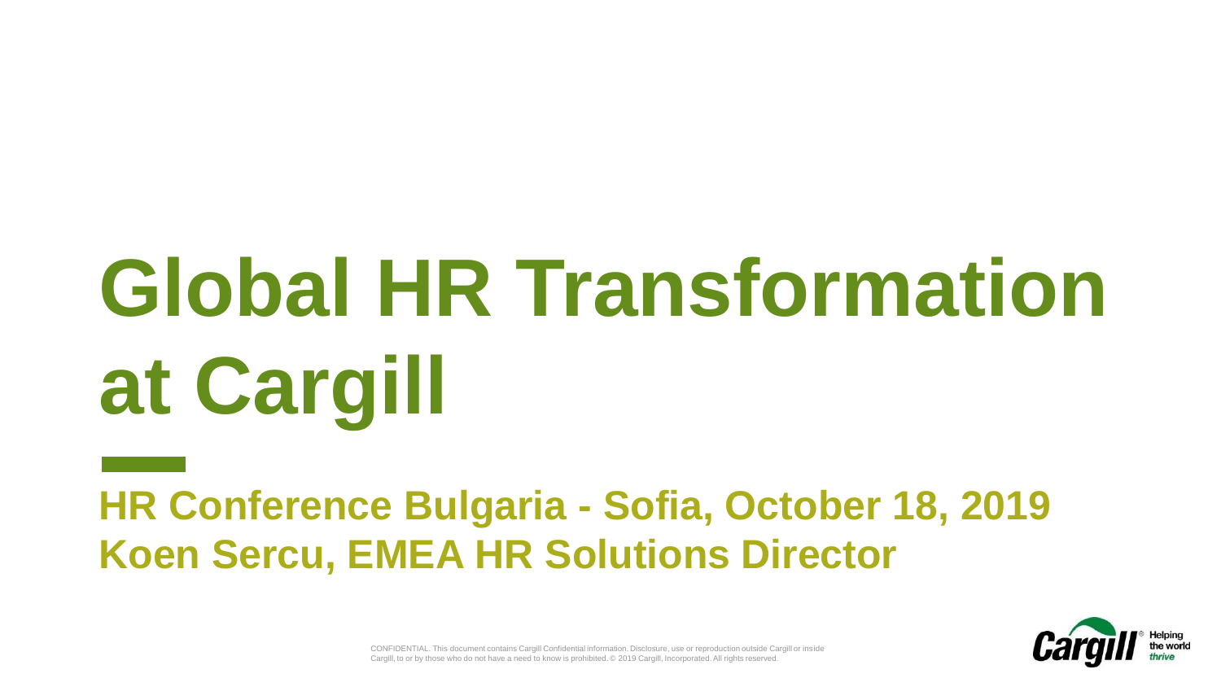# Global HR Transformation at Cargill

**HR Conference Bulgaria - Sofia, October 18, 2019**
**Koen Sercu, EMEA HR Solutions Director**

CONFIDENTIAL. This document contains Cargill Confidential information. Disclosure, use or reproduction outside Cargill or inside Cargill, to or by those who do not have a need to know is prohibited. © 2019 Cargill, Incorporated. All rights reserved.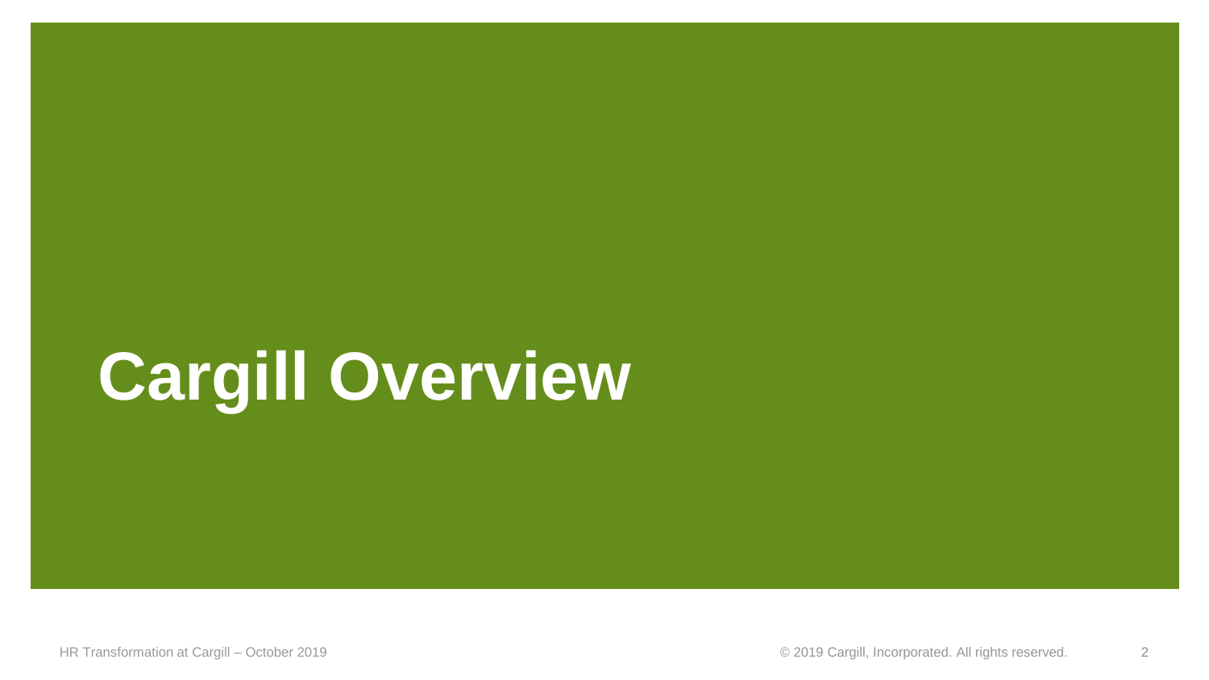# Cargill Overview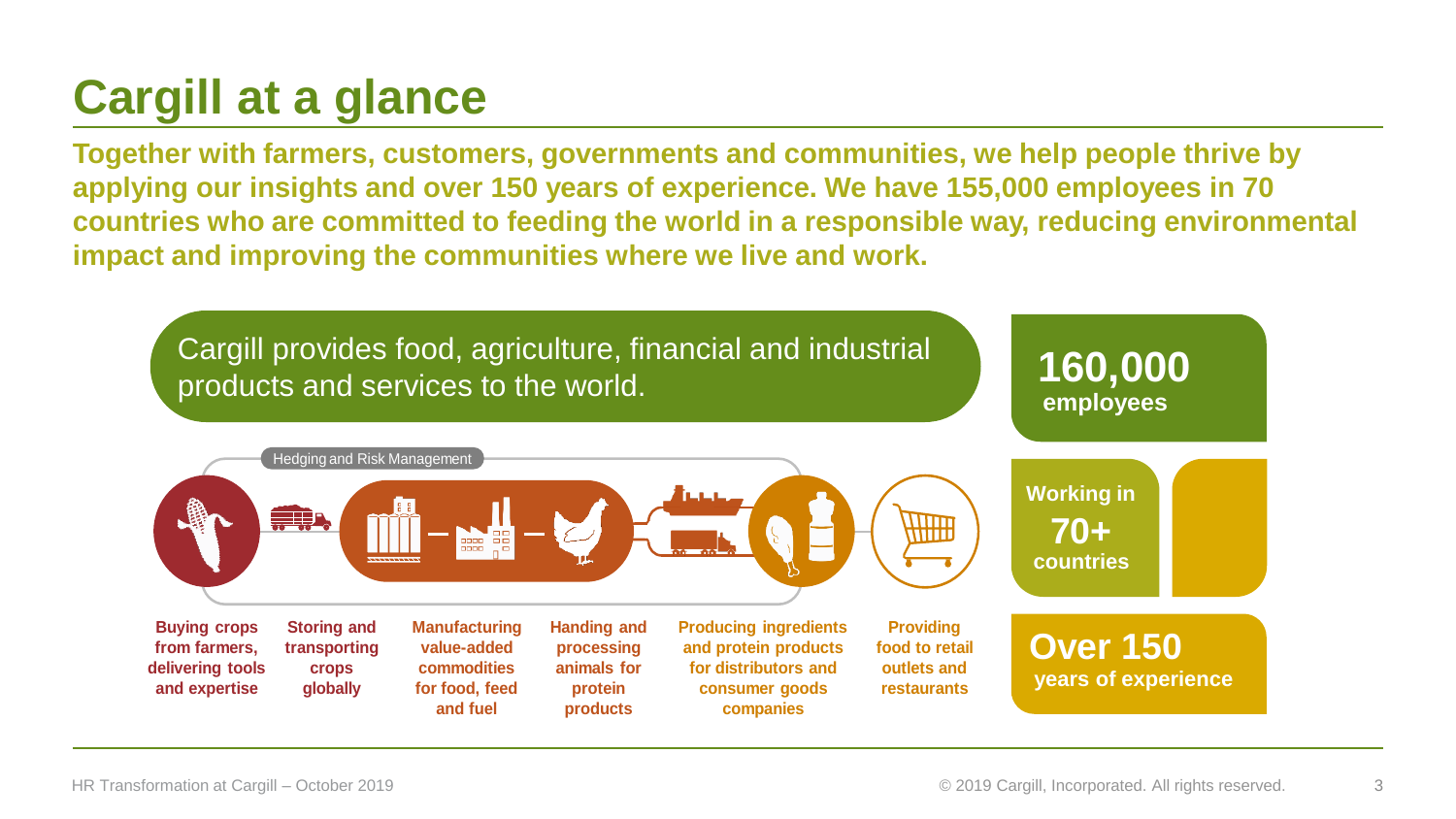# Cargill at a glance

**Together with farmers, customers, governments and communities, we help people thrive by applying our insights and over 150 years of experience. We have 155,000 employees in 70 countries who are committed to feeding the world in a responsible way, reducing environmental impact and improving the communities where we live and work.**

Cargill provides food, agriculture, financial and industrial products and services to the world.

Hedging and Risk Management

**Buying crops from farmers, delivering tools and expertise**

**Storing and transporting crops globally**

**Manufacturing value-added commodities for food, feed and fuel**

**Handing and processing animals for protein products**

**Producing ingredients and protein products for distributors and consumer goods companies**

**Providing food to retail outlets and restaurants**

**160,000 employees**

**Working in 70+ countries**

**Over 150 years of experience**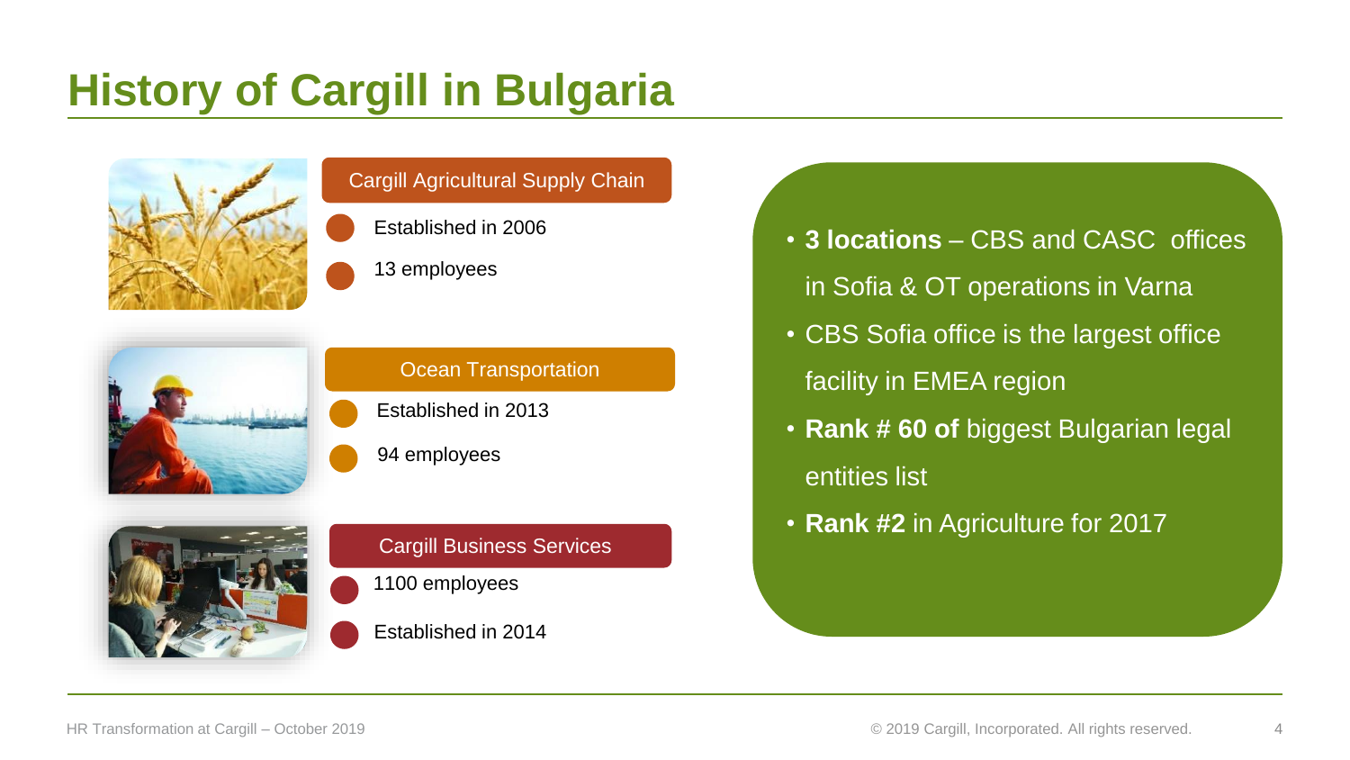# History of Cargill in Bulgaria

## Cargill Agricultural Supply Chain

- Established in 2006
- 13 employees

## Ocean Transportation

- Established in 2013
- 94 employees

## Cargill Business Services

- 1100 employees
- Established in 2014

---

- **3 locations** – CBS and CASC offices in Sofia & OT operations in Varna
- CBS Sofia office is the largest office facility in EMEA region
- **Rank # 60 of** biggest Bulgarian legal entities list
- **Rank #2** in Agriculture for 2017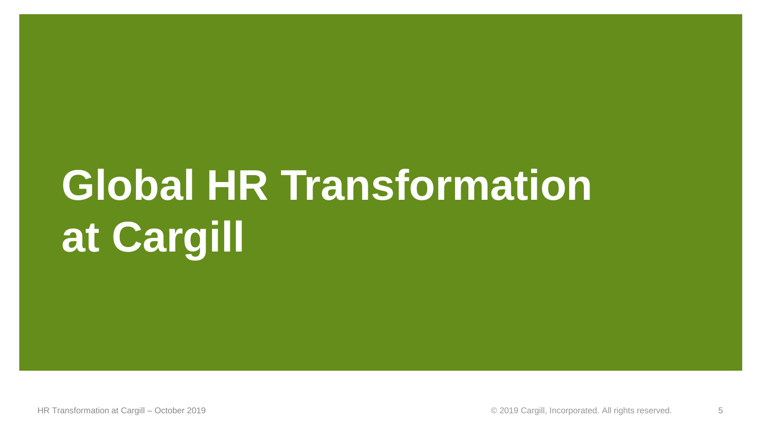# Global HR Transformation at Cargill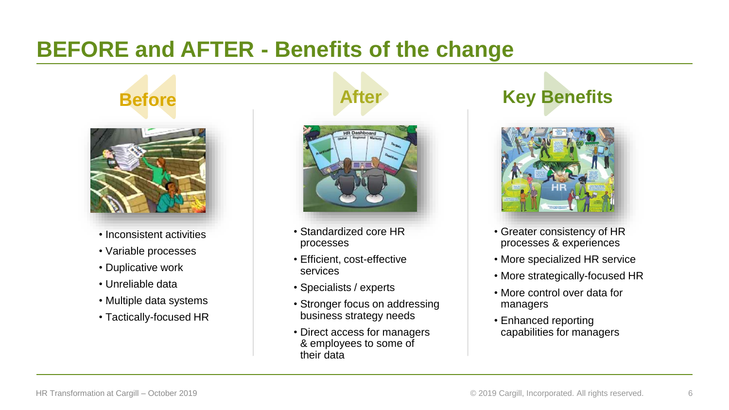# BEFORE and AFTER - Benefits of the change

## Before

- Inconsistent activities
- Variable processes
- Duplicative work
- Unreliable data
- Multiple data systems
- Tactically-focused HR

## After

- Standardized core HR processes
- Efficient, cost-effective services
- Specialists / experts
- Stronger focus on addressing business strategy needs
- Direct access for managers & employees to some of their data

## Key Benefits

- Greater consistency of HR processes & experiences
- More specialized HR service
- More strategically-focused HR
- More control over data for managers
- Enhanced reporting capabilities for managers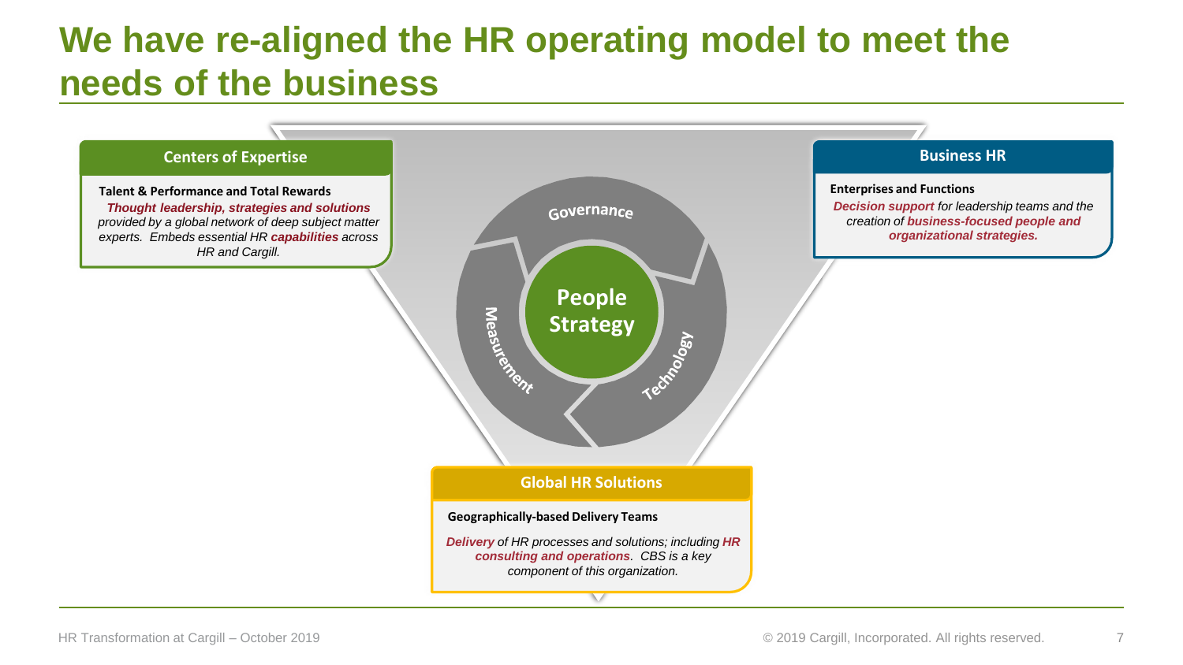# We have re-aligned the HR operating model to meet the needs of the business

## Centers of Expertise

**Talent & Performance and Total Rewards**

*Thought leadership, strategies and solutions provided by a global network of deep subject matter experts. Embeds essential HR capabilities across HR and Cargill.*

## Business HR

**Enterprises and Functions**

*Decision support for leadership teams and the creation of business-focused people and organizational strategies.*

Governance

People Strategy

Measurement

Technology

## Global HR Solutions

**Geographically-based Delivery Teams**

*Delivery of HR processes and solutions; including HR consulting and operations. CBS is a key component of this organization.*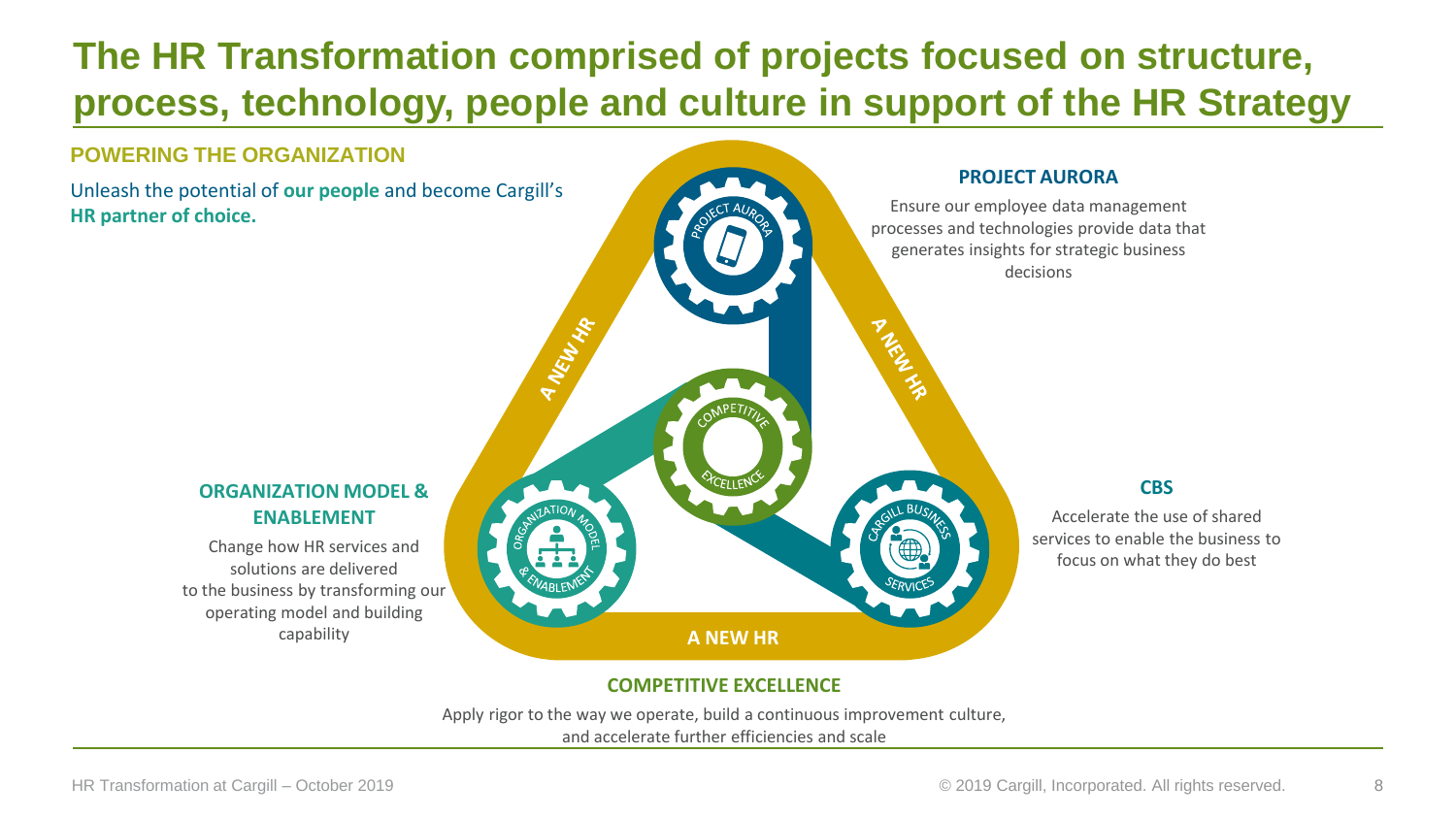# The HR Transformation comprised of projects focused on structure, process, technology, people and culture in support of the HR Strategy

## POWERING THE ORGANIZATION

Unleash the potential of **our people** and become Cargill's **HR partner of choice.**

### PROJECT AURORA

Ensure our employee data management processes and technologies provide data that generates insights for strategic business decisions

### ORGANIZATION MODEL & ENABLEMENT

Change how HR services and solutions are delivered to the business by transforming our operating model and building capability

### CBS

Accelerate the use of shared services to enable the business to focus on what they do best

### COMPETITIVE EXCELLENCE

Apply rigor to the way we operate, build a continuous improvement culture, and accelerate further efficiencies and scale

A NEW HR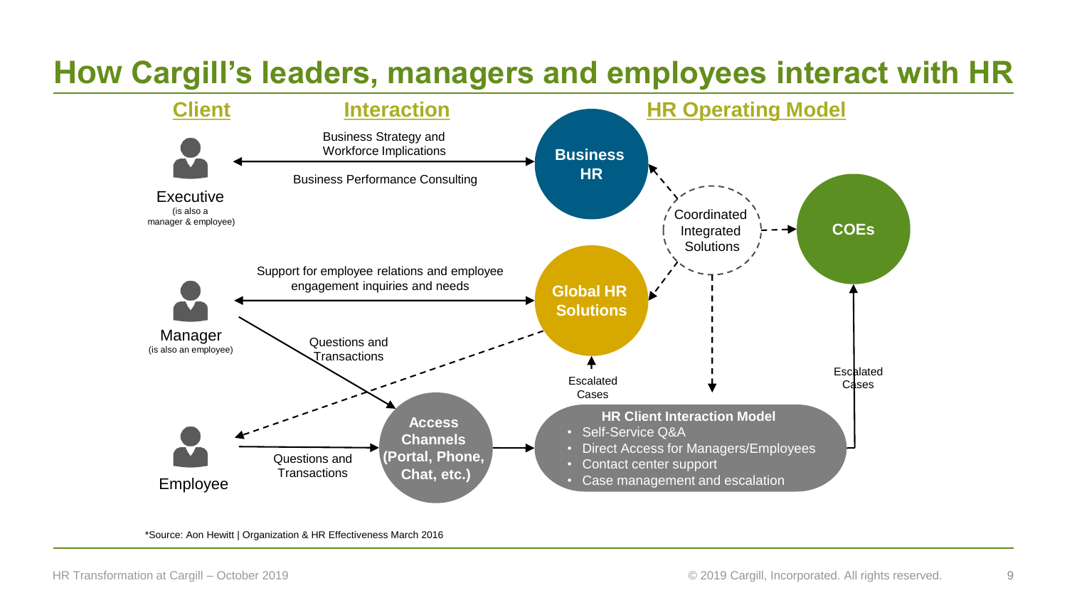# How Cargill's leaders, managers and employees interact with HR

**Client** | **Interaction** | **HR Operating Model**

Executive
(is also a manager & employee)

Business Strategy and Workforce Implications

Business Performance Consulting

**Business HR**

Coordinated Integrated Solutions

**COEs**

Manager
(is also an employee)

Support for employee relations and employee engagement inquiries and needs

**Global HR Solutions**

Questions and Transactions

Escalated Cases

Escalated Cases

Employee

Questions and Transactions

**Access Channels (Portal, Phone, Chat, etc.)**

**HR Client Interaction Model**

- Self-Service Q&A
- Direct Access for Managers/Employees
- Contact center support
- Case management and escalation

*Source: Aon Hewitt | Organization & HR Effectiveness March 2016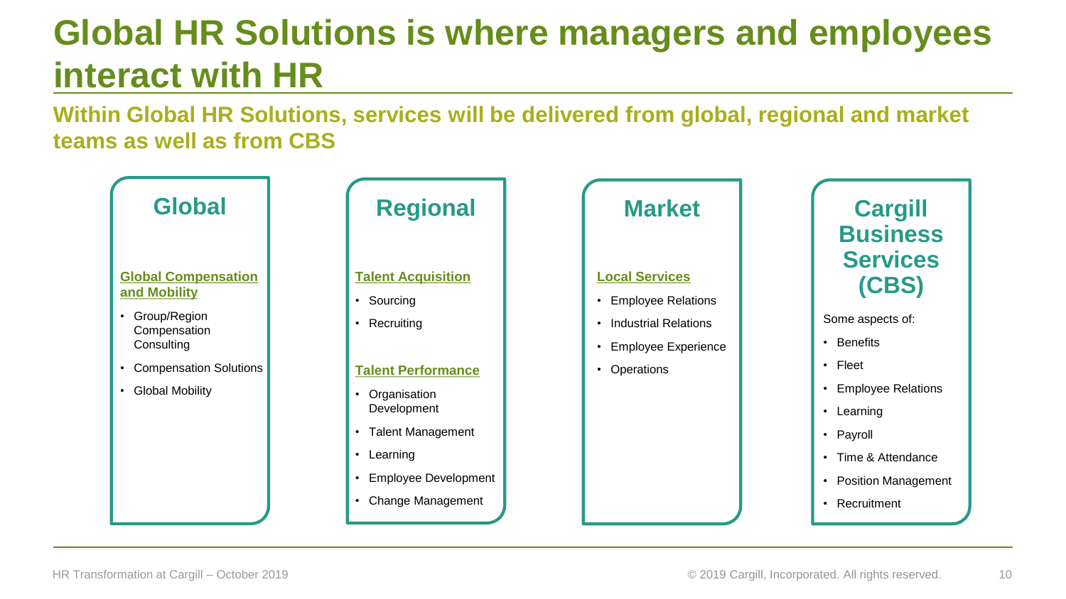# Global HR Solutions is where managers and employees interact with HR

**Within Global HR Solutions, services will be delivered from global, regional and market teams as well as from CBS**

## Global

**Global Compensation and Mobility**

- Group/Region Compensation Consulting
- Compensation Solutions
- Global Mobility

## Regional

**Talent Acquisition**

- Sourcing
- Recruiting

**Talent Performance**

- Organisation Development
- Talent Management
- Learning
- Employee Development
- Change Management

## Market

**Local Services**

- Employee Relations
- Industrial Relations
- Employee Experience
- Operations

## Cargill Business Services (CBS)

Some aspects of:

- Benefits
- Fleet
- Employee Relations
- Learning
- Payroll
- Time & Attendance
- Position Management
- Recruitment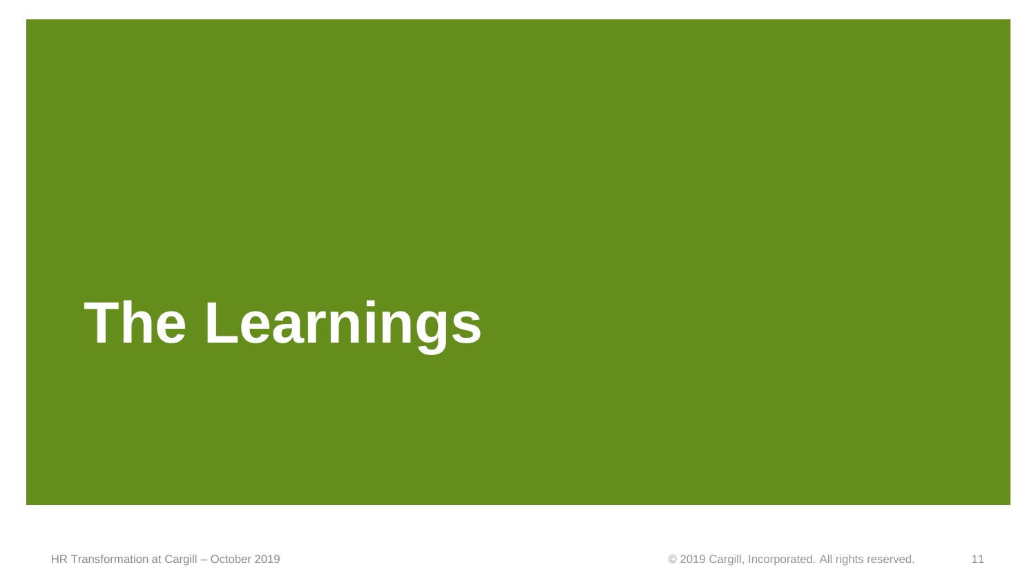# The Learnings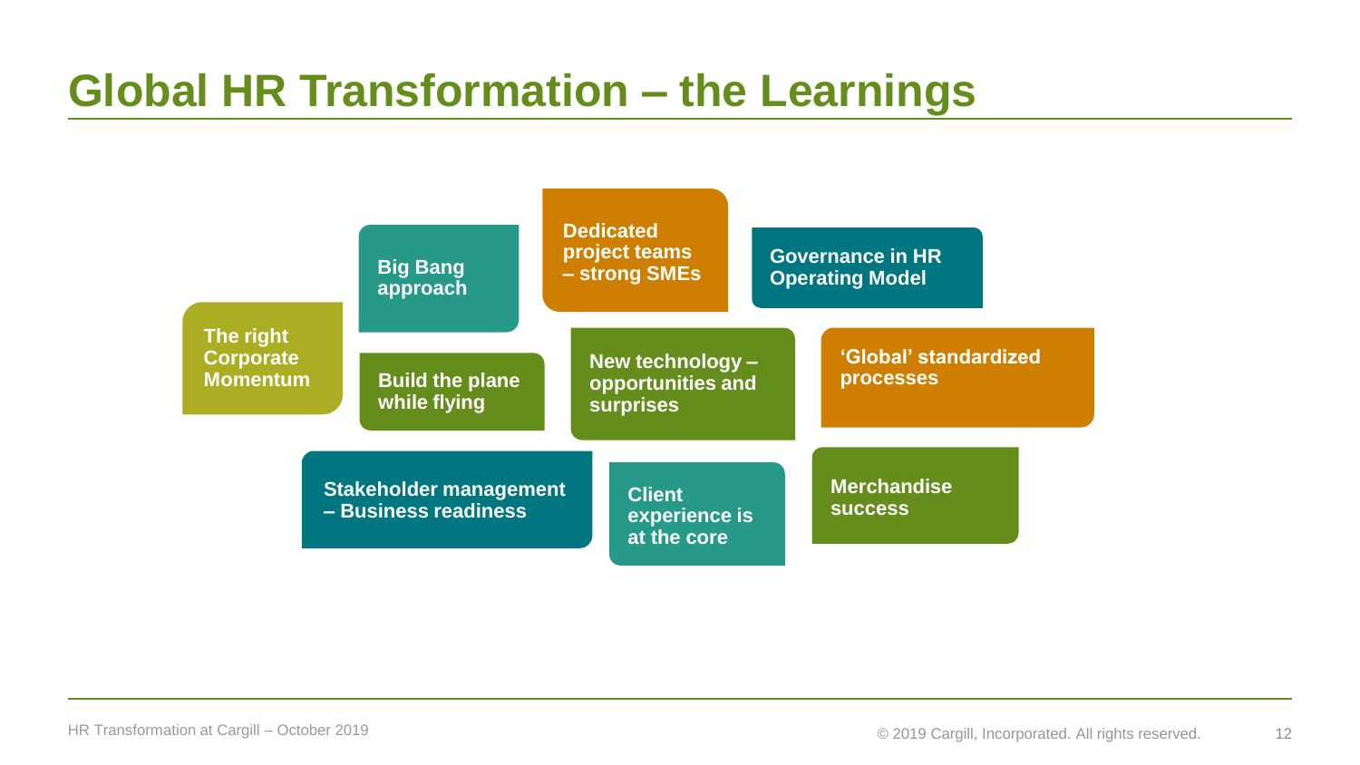# Global HR Transformation – the Learnings

- The right Corporate Momentum
- Big Bang approach
- Dedicated project teams – strong SMEs
- Governance in HR Operating Model
- Build the plane while flying
- New technology – opportunities and surprises
- 'Global' standardized processes
- Stakeholder management – Business readiness
- Client experience is at the core
- Merchandise success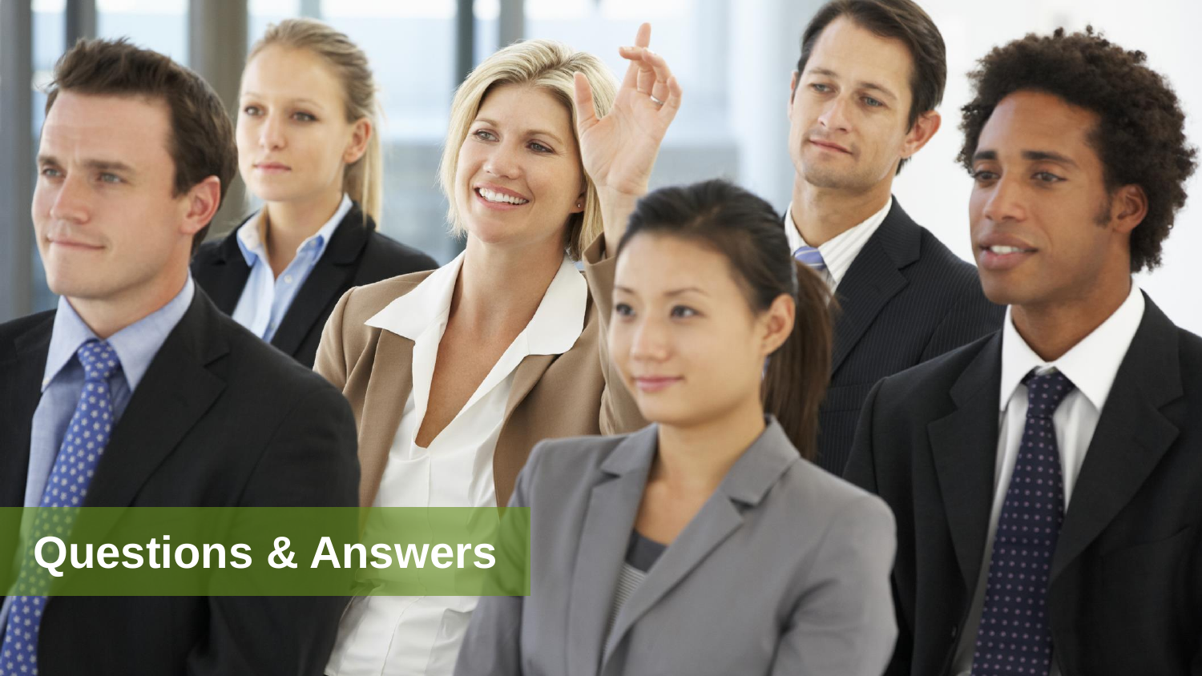# Questions & Answers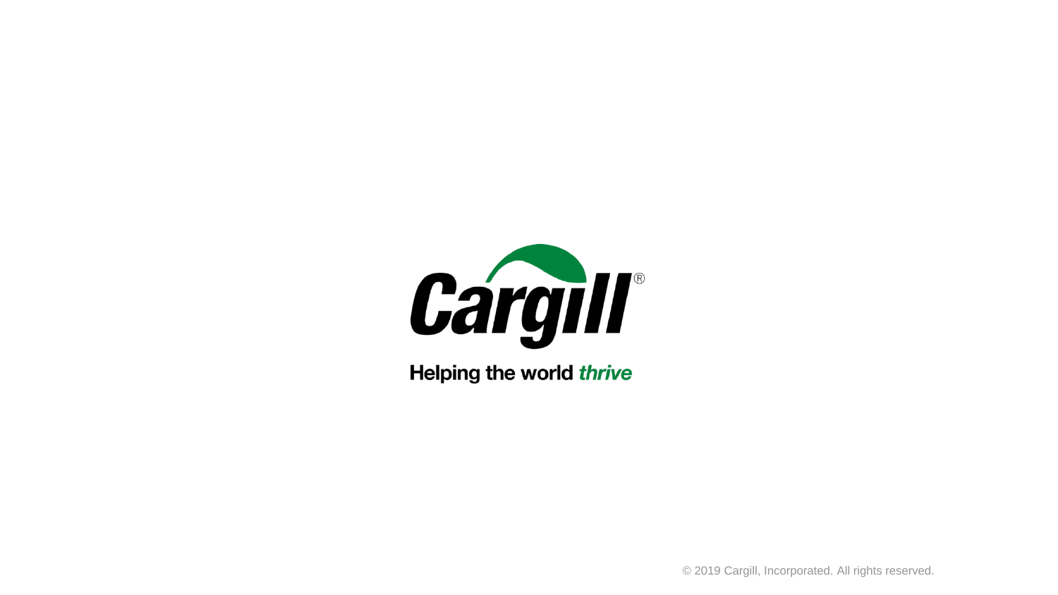Cargill®

Helping the world *thrive*

© 2019 Cargill, Incorporated. All rights reserved.